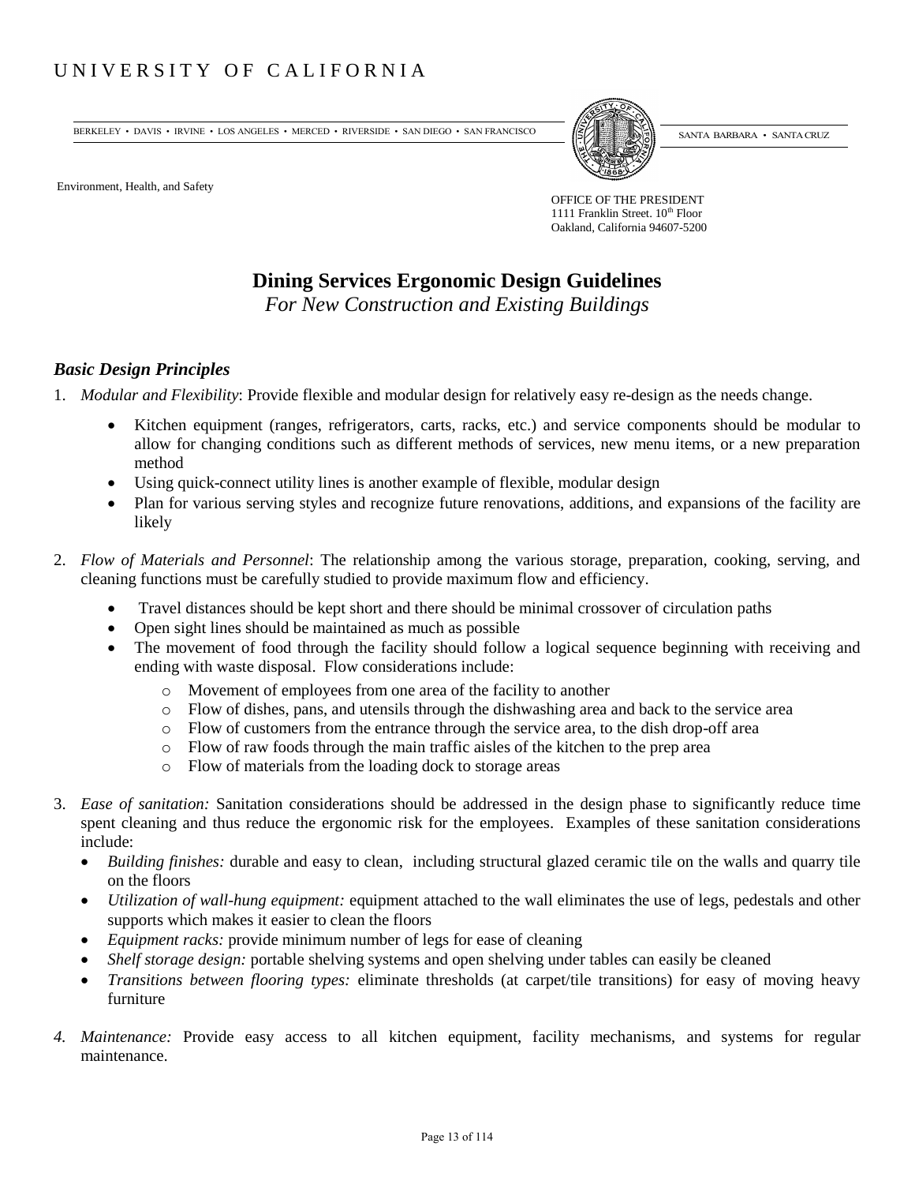UNIVERSITY OF CALIFORNIA

BERKELEY • DAVIS • IRVINE • LOS ANGELES • MERCED • RIVERSIDE • SAN DIEGO • SAN FRANCISCO SANTA BARBARA • SANTA CRUZ

Environment, Health, and Safety

OFFICE OF THE PRESIDENT
1111 Franklin Street. 10th Floor
Oakland, California 94607-5200

# Dining Services Ergonomic Design Guidelines

*For New Construction and Existing Buildings*

## *Basic Design Principles*

1. *Modular and Flexibility*: Provide flexible and modular design for relatively easy re-design as the needs change.
   - Kitchen equipment (ranges, refrigerators, carts, racks, etc.) and service components should be modular to allow for changing conditions such as different methods of services, new menu items, or a new preparation method
   - Using quick-connect utility lines is another example of flexible, modular design
   - Plan for various serving styles and recognize future renovations, additions, and expansions of the facility are likely

2. *Flow of Materials and Personnel*: The relationship among the various storage, preparation, cooking, serving, and cleaning functions must be carefully studied to provide maximum flow and efficiency.
   - Travel distances should be kept short and there should be minimal crossover of circulation paths
   - Open sight lines should be maintained as much as possible
   - The movement of food through the facility should follow a logical sequence beginning with receiving and ending with waste disposal. Flow considerations include:
     - Movement of employees from one area of the facility to another
     - Flow of dishes, pans, and utensils through the dishwashing area and back to the service area
     - Flow of customers from the entrance through the service area, to the dish drop-off area
     - Flow of raw foods through the main traffic aisles of the kitchen to the prep area
     - Flow of materials from the loading dock to storage areas

3. *Ease of sanitation:* Sanitation considerations should be addressed in the design phase to significantly reduce time spent cleaning and thus reduce the ergonomic risk for the employees. Examples of these sanitation considerations include:
   - *Building finishes:* durable and easy to clean, including structural glazed ceramic tile on the walls and quarry tile on the floors
   - *Utilization of wall-hung equipment:* equipment attached to the wall eliminates the use of legs, pedestals and other supports which makes it easier to clean the floors
   - *Equipment racks:* provide minimum number of legs for ease of cleaning
   - *Shelf storage design:* portable shelving systems and open shelving under tables can easily be cleaned
   - *Transitions between flooring types:* eliminate thresholds (at carpet/tile transitions) for easy of moving heavy furniture

4. *Maintenance:* Provide easy access to all kitchen equipment, facility mechanisms, and systems for regular maintenance.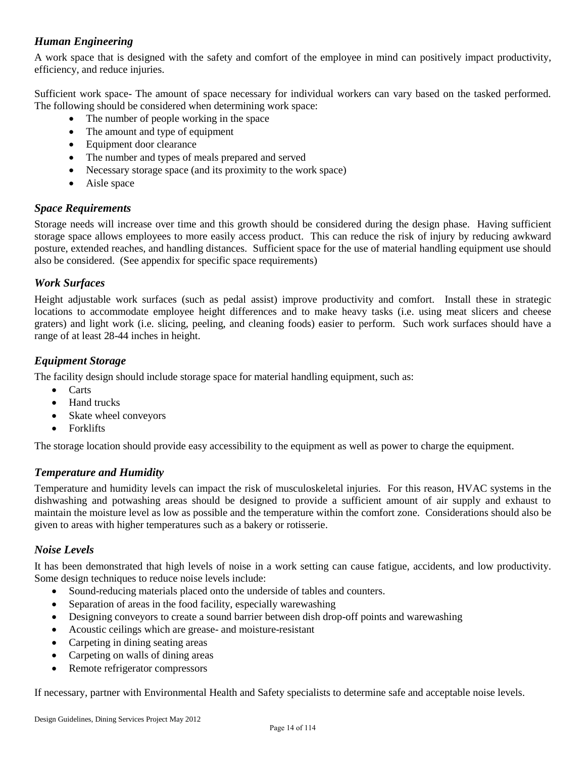### *Human Engineering*

A work space that is designed with the safety and comfort of the employee in mind can positively impact productivity, efficiency, and reduce injuries.

Sufficient work space- The amount of space necessary for individual workers can vary based on the tasked performed. The following should be considered when determining work space:

- The number of people working in the space
- The amount and type of equipment
- Equipment door clearance
- The number and types of meals prepared and served
- Necessary storage space (and its proximity to the work space)
- Aisle space

### *Space Requirements*

Storage needs will increase over time and this growth should be considered during the design phase. Having sufficient storage space allows employees to more easily access product. This can reduce the risk of injury by reducing awkward posture, extended reaches, and handling distances. Sufficient space for the use of material handling equipment use should also be considered. (See appendix for specific space requirements)

### *Work Surfaces*

Height adjustable work surfaces (such as pedal assist) improve productivity and comfort. Install these in strategic locations to accommodate employee height differences and to make heavy tasks (i.e. using meat slicers and cheese graters) and light work (i.e. slicing, peeling, and cleaning foods) easier to perform. Such work surfaces should have a range of at least 28-44 inches in height.

### *Equipment Storage*

The facility design should include storage space for material handling equipment, such as:

- Carts
- Hand trucks
- Skate wheel conveyors
- Forklifts

The storage location should provide easy accessibility to the equipment as well as power to charge the equipment.

### *Temperature and Humidity*

Temperature and humidity levels can impact the risk of musculoskeletal injuries. For this reason, HVAC systems in the dishwashing and potwashing areas should be designed to provide a sufficient amount of air supply and exhaust to maintain the moisture level as low as possible and the temperature within the comfort zone. Considerations should also be given to areas with higher temperatures such as a bakery or rotisserie.

### *Noise Levels*

It has been demonstrated that high levels of noise in a work setting can cause fatigue, accidents, and low productivity. Some design techniques to reduce noise levels include:

- Sound-reducing materials placed onto the underside of tables and counters.
- Separation of areas in the food facility, especially warewashing
- Designing conveyors to create a sound barrier between dish drop-off points and warewashing
- Acoustic ceilings which are grease- and moisture-resistant
- Carpeting in dining seating areas
- Carpeting on walls of dining areas
- Remote refrigerator compressors

If necessary, partner with Environmental Health and Safety specialists to determine safe and acceptable noise levels.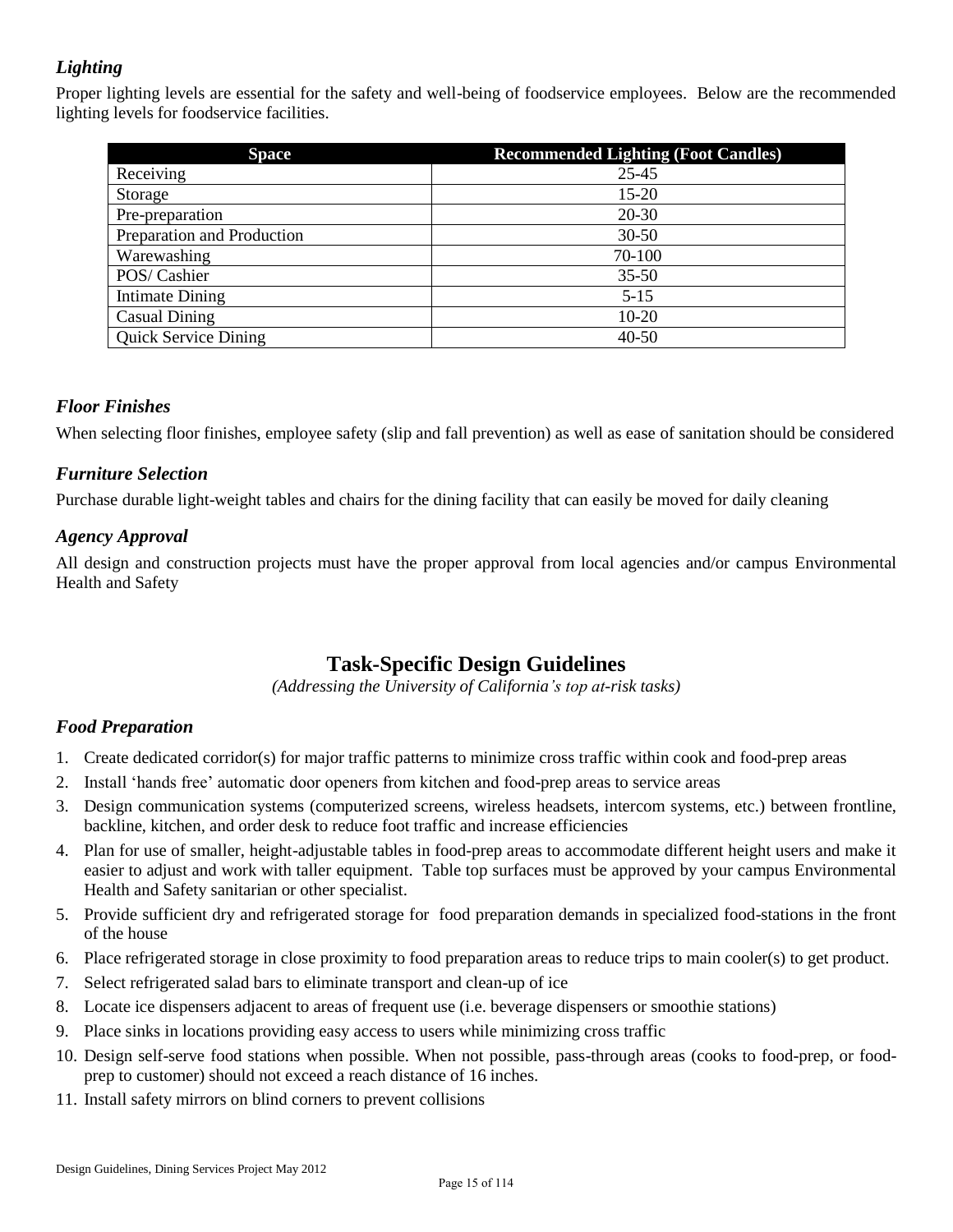### *Lighting*

Proper lighting levels are essential for the safety and well-being of foodservice employees. Below are the recommended lighting levels for foodservice facilities.

| Space | Recommended Lighting (Foot Candles) |
|---|---|
| Receiving | 25-45 |
| Storage | 15-20 |
| Pre-preparation | 20-30 |
| Preparation and Production | 30-50 |
| Warewashing | 70-100 |
| POS/ Cashier | 35-50 |
| Intimate Dining | 5-15 |
| Casual Dining | 10-20 |
| Quick Service Dining | 40-50 |

### *Floor Finishes*

When selecting floor finishes, employee safety (slip and fall prevention) as well as ease of sanitation should be considered

### *Furniture Selection*

Purchase durable light-weight tables and chairs for the dining facility that can easily be moved for daily cleaning

### *Agency Approval*

All design and construction projects must have the proper approval from local agencies and/or campus Environmental Health and Safety

## Task-Specific Design Guidelines

*(Addressing the University of California's top at-risk tasks)*

### *Food Preparation*

1. Create dedicated corridor(s) for major traffic patterns to minimize cross traffic within cook and food-prep areas
2. Install 'hands free' automatic door openers from kitchen and food-prep areas to service areas
3. Design communication systems (computerized screens, wireless headsets, intercom systems, etc.) between frontline, backline, kitchen, and order desk to reduce foot traffic and increase efficiencies
4. Plan for use of smaller, height-adjustable tables in food-prep areas to accommodate different height users and make it easier to adjust and work with taller equipment. Table top surfaces must be approved by your campus Environmental Health and Safety sanitarian or other specialist.
5. Provide sufficient dry and refrigerated storage for food preparation demands in specialized food-stations in the front of the house
6. Place refrigerated storage in close proximity to food preparation areas to reduce trips to main cooler(s) to get product.
7. Select refrigerated salad bars to eliminate transport and clean-up of ice
8. Locate ice dispensers adjacent to areas of frequent use (i.e. beverage dispensers or smoothie stations)
9. Place sinks in locations providing easy access to users while minimizing cross traffic
10. Design self-serve food stations when possible. When not possible, pass-through areas (cooks to food-prep, or food-prep to customer) should not exceed a reach distance of 16 inches.
11. Install safety mirrors on blind corners to prevent collisions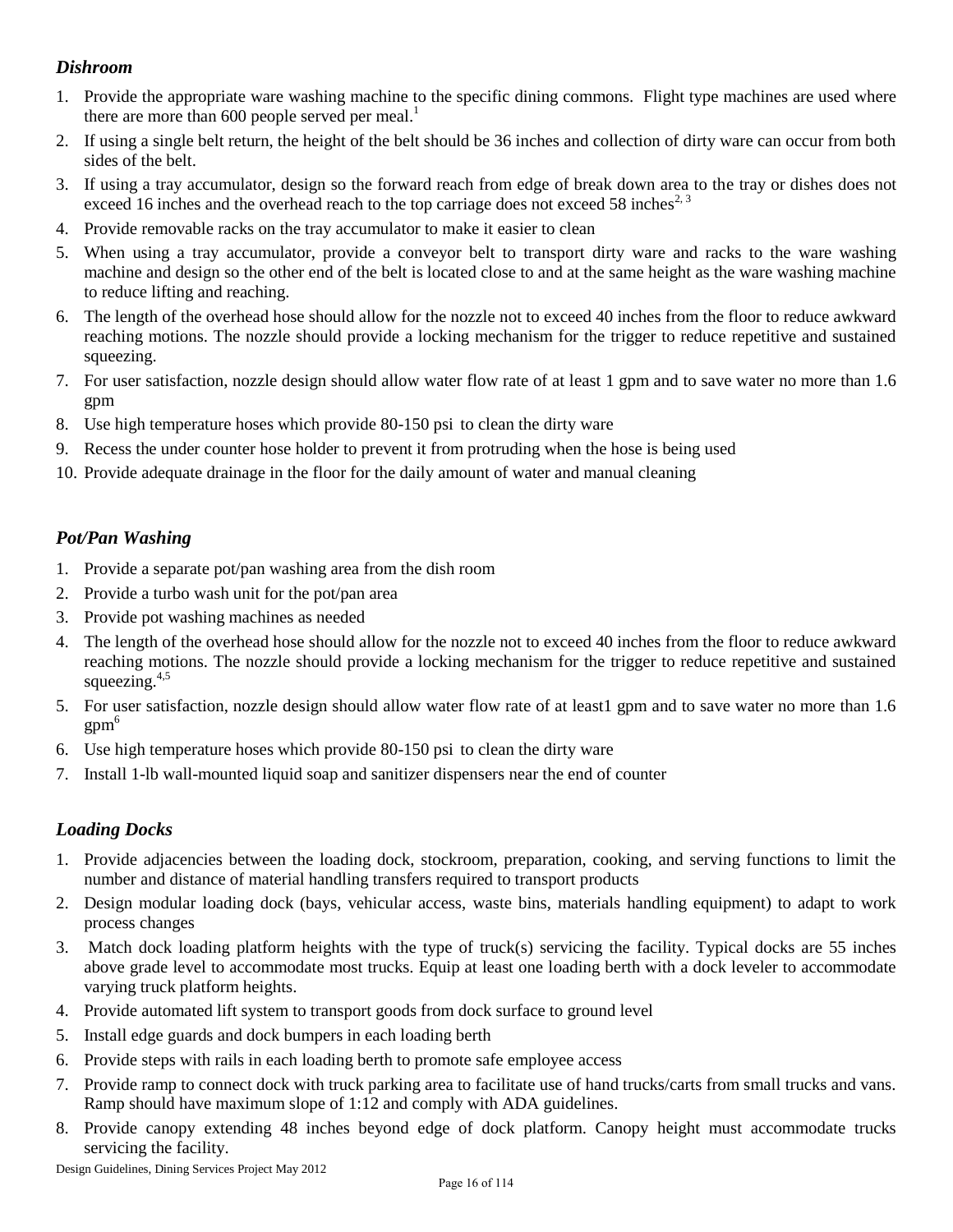### *Dishroom*

1. Provide the appropriate ware washing machine to the specific dining commons. Flight type machines are used where there are more than 600 people served per meal.[1]
2. If using a single belt return, the height of the belt should be 36 inches and collection of dirty ware can occur from both sides of the belt.
3. If using a tray accumulator, design so the forward reach from edge of break down area to the tray or dishes does not exceed 16 inches and the overhead reach to the top carriage does not exceed 58 inches[2, 3]
4. Provide removable racks on the tray accumulator to make it easier to clean
5. When using a tray accumulator, provide a conveyor belt to transport dirty ware and racks to the ware washing machine and design so the other end of the belt is located close to and at the same height as the ware washing machine to reduce lifting and reaching.
6. The length of the overhead hose should allow for the nozzle not to exceed 40 inches from the floor to reduce awkward reaching motions. The nozzle should provide a locking mechanism for the trigger to reduce repetitive and sustained squeezing.
7. For user satisfaction, nozzle design should allow water flow rate of at least 1 gpm and to save water no more than 1.6 gpm
8. Use high temperature hoses which provide 80-150 psi to clean the dirty ware
9. Recess the under counter hose holder to prevent it from protruding when the hose is being used
10. Provide adequate drainage in the floor for the daily amount of water and manual cleaning

### *Pot/Pan Washing*

1. Provide a separate pot/pan washing area from the dish room
2. Provide a turbo wash unit for the pot/pan area
3. Provide pot washing machines as needed
4. The length of the overhead hose should allow for the nozzle not to exceed 40 inches from the floor to reduce awkward reaching motions. The nozzle should provide a locking mechanism for the trigger to reduce repetitive and sustained squeezing.[4,5]
5. For user satisfaction, nozzle design should allow water flow rate of at least1 gpm and to save water no more than 1.6 gpm[6]
6. Use high temperature hoses which provide 80-150 psi to clean the dirty ware
7. Install 1-lb wall-mounted liquid soap and sanitizer dispensers near the end of counter

### *Loading Docks*

1. Provide adjacencies between the loading dock, stockroom, preparation, cooking, and serving functions to limit the number and distance of material handling transfers required to transport products
2. Design modular loading dock (bays, vehicular access, waste bins, materials handling equipment) to adapt to work process changes
3. Match dock loading platform heights with the type of truck(s) servicing the facility. Typical docks are 55 inches above grade level to accommodate most trucks. Equip at least one loading berth with a dock leveler to accommodate varying truck platform heights.
4. Provide automated lift system to transport goods from dock surface to ground level
5. Install edge guards and dock bumpers in each loading berth
6. Provide steps with rails in each loading berth to promote safe employee access
7. Provide ramp to connect dock with truck parking area to facilitate use of hand trucks/carts from small trucks and vans. Ramp should have maximum slope of 1:12 and comply with ADA guidelines.
8. Provide canopy extending 48 inches beyond edge of dock platform. Canopy height must accommodate trucks servicing the facility.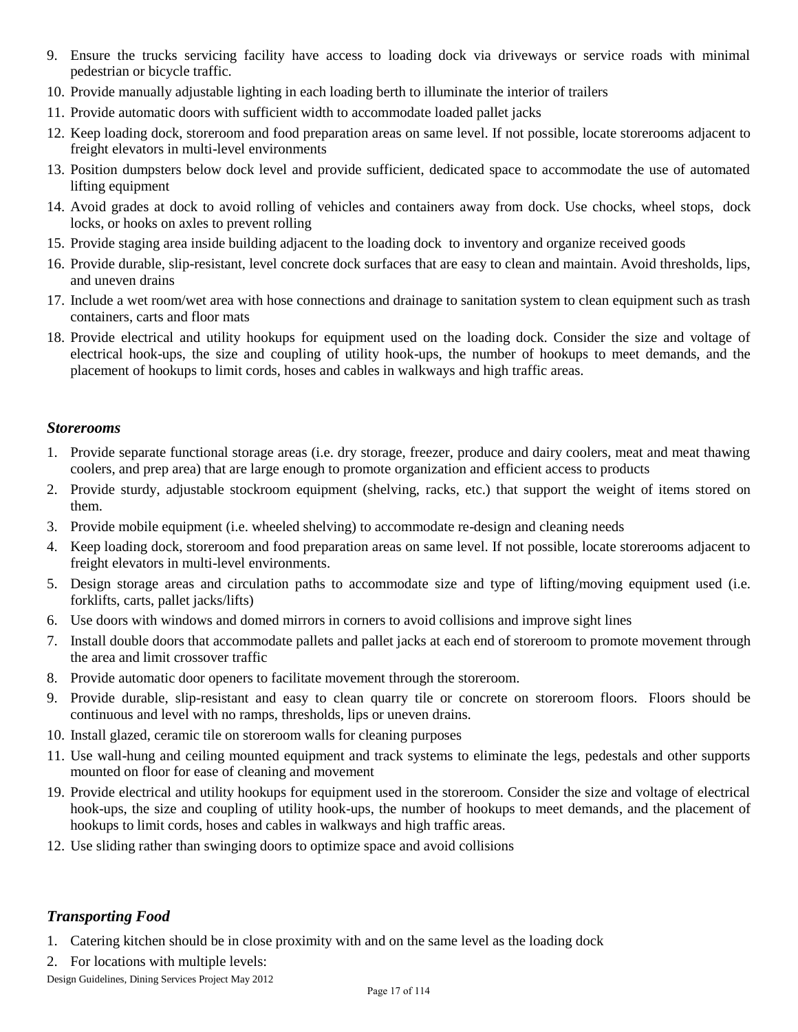9. Ensure the trucks servicing facility have access to loading dock via driveways or service roads with minimal pedestrian or bicycle traffic.
10. Provide manually adjustable lighting in each loading berth to illuminate the interior of trailers
11. Provide automatic doors with sufficient width to accommodate loaded pallet jacks
12. Keep loading dock, storeroom and food preparation areas on same level. If not possible, locate storerooms adjacent to freight elevators in multi-level environments
13. Position dumpsters below dock level and provide sufficient, dedicated space to accommodate the use of automated lifting equipment
14. Avoid grades at dock to avoid rolling of vehicles and containers away from dock. Use chocks, wheel stops, dock locks, or hooks on axles to prevent rolling
15. Provide staging area inside building adjacent to the loading dock to inventory and organize received goods
16. Provide durable, slip-resistant, level concrete dock surfaces that are easy to clean and maintain. Avoid thresholds, lips, and uneven drains
17. Include a wet room/wet area with hose connections and drainage to sanitation system to clean equipment such as trash containers, carts and floor mats
18. Provide electrical and utility hookups for equipment used on the loading dock. Consider the size and voltage of electrical hook-ups, the size and coupling of utility hook-ups, the number of hookups to meet demands, and the placement of hookups to limit cords, hoses and cables in walkways and high traffic areas.

### *Storerooms*

1. Provide separate functional storage areas (i.e. dry storage, freezer, produce and dairy coolers, meat and meat thawing coolers, and prep area) that are large enough to promote organization and efficient access to products
2. Provide sturdy, adjustable stockroom equipment (shelving, racks, etc.) that support the weight of items stored on them.
3. Provide mobile equipment (i.e. wheeled shelving) to accommodate re-design and cleaning needs
4. Keep loading dock, storeroom and food preparation areas on same level. If not possible, locate storerooms adjacent to freight elevators in multi-level environments.
5. Design storage areas and circulation paths to accommodate size and type of lifting/moving equipment used (i.e. forklifts, carts, pallet jacks/lifts)
6. Use doors with windows and domed mirrors in corners to avoid collisions and improve sight lines
7. Install double doors that accommodate pallets and pallet jacks at each end of storeroom to promote movement through the area and limit crossover traffic
8. Provide automatic door openers to facilitate movement through the storeroom.
9. Provide durable, slip-resistant and easy to clean quarry tile or concrete on storeroom floors. Floors should be continuous and level with no ramps, thresholds, lips or uneven drains.
10. Install glazed, ceramic tile on storeroom walls for cleaning purposes
11. Use wall-hung and ceiling mounted equipment and track systems to eliminate the legs, pedestals and other supports mounted on floor for ease of cleaning and movement
19. Provide electrical and utility hookups for equipment used in the storeroom. Consider the size and voltage of electrical hook-ups, the size and coupling of utility hook-ups, the number of hookups to meet demands, and the placement of hookups to limit cords, hoses and cables in walkways and high traffic areas.
12. Use sliding rather than swinging doors to optimize space and avoid collisions

### *Transporting Food*

1. Catering kitchen should be in close proximity with and on the same level as the loading dock
2. For locations with multiple levels: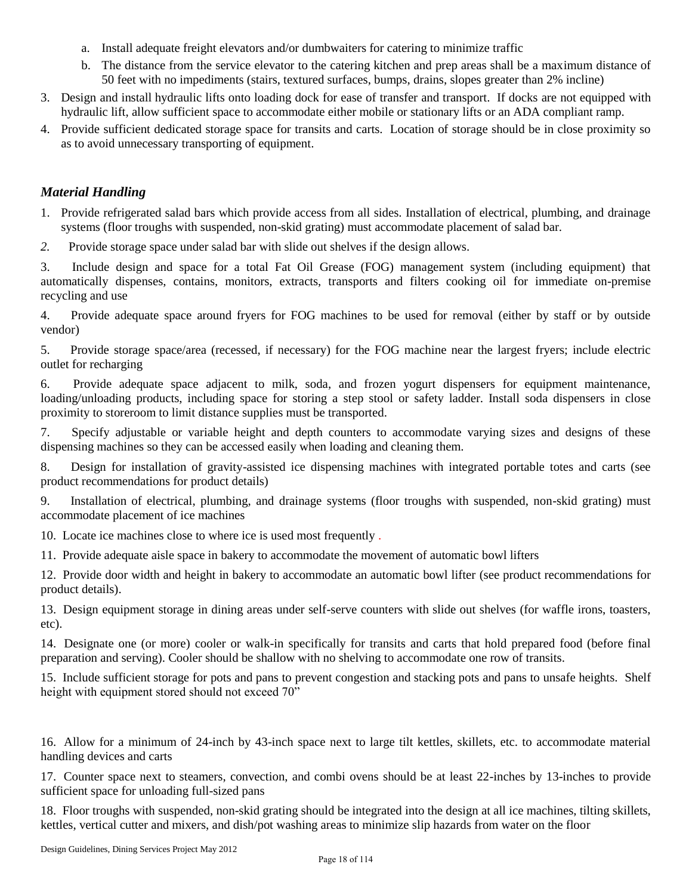a. Install adequate freight elevators and/or dumbwaiters for catering to minimize traffic
   b. The distance from the service elevator to the catering kitchen and prep areas shall be a maximum distance of 50 feet with no impediments (stairs, textured surfaces, bumps, drains, slopes greater than 2% incline)
3. Design and install hydraulic lifts onto loading dock for ease of transfer and transport. If docks are not equipped with hydraulic lift, allow sufficient space to accommodate either mobile or stationary lifts or an ADA compliant ramp.
4. Provide sufficient dedicated storage space for transits and carts. Location of storage should be in close proximity so as to avoid unnecessary transporting of equipment.

### *Material Handling*

1. Provide refrigerated salad bars which provide access from all sides. Installation of electrical, plumbing, and drainage systems (floor troughs with suspended, non-skid grating) must accommodate placement of salad bar.
2. Provide storage space under salad bar with slide out shelves if the design allows.
3. Include design and space for a total Fat Oil Grease (FOG) management system (including equipment) that automatically dispenses, contains, monitors, extracts, transports and filters cooking oil for immediate on-premise recycling and use
4. Provide adequate space around fryers for FOG machines to be used for removal (either by staff or by outside vendor)
5. Provide storage space/area (recessed, if necessary) for the FOG machine near the largest fryers; include electric outlet for recharging
6. Provide adequate space adjacent to milk, soda, and frozen yogurt dispensers for equipment maintenance, loading/unloading products, including space for storing a step stool or safety ladder. Install soda dispensers in close proximity to storeroom to limit distance supplies must be transported.
7. Specify adjustable or variable height and depth counters to accommodate varying sizes and designs of these dispensing machines so they can be accessed easily when loading and cleaning them.
8. Design for installation of gravity-assisted ice dispensing machines with integrated portable totes and carts (see product recommendations for product details)
9. Installation of electrical, plumbing, and drainage systems (floor troughs with suspended, non-skid grating) must accommodate placement of ice machines
10. Locate ice machines close to where ice is used most frequently .
11. Provide adequate aisle space in bakery to accommodate the movement of automatic bowl lifters
12. Provide door width and height in bakery to accommodate an automatic bowl lifter (see product recommendations for product details).
13. Design equipment storage in dining areas under self-serve counters with slide out shelves (for waffle irons, toasters, etc).
14. Designate one (or more) cooler or walk-in specifically for transits and carts that hold prepared food (before final preparation and serving). Cooler should be shallow with no shelving to accommodate one row of transits.
15. Include sufficient storage for pots and pans to prevent congestion and stacking pots and pans to unsafe heights. Shelf height with equipment stored should not exceed 70”
16. Allow for a minimum of 24-inch by 43-inch space next to large tilt kettles, skillets, etc. to accommodate material handling devices and carts
17. Counter space next to steamers, convection, and combi ovens should be at least 22-inches by 13-inches to provide sufficient space for unloading full-sized pans
18. Floor troughs with suspended, non-skid grating should be integrated into the design at all ice machines, tilting skillets, kettles, vertical cutter and mixers, and dish/pot washing areas to minimize slip hazards from water on the floor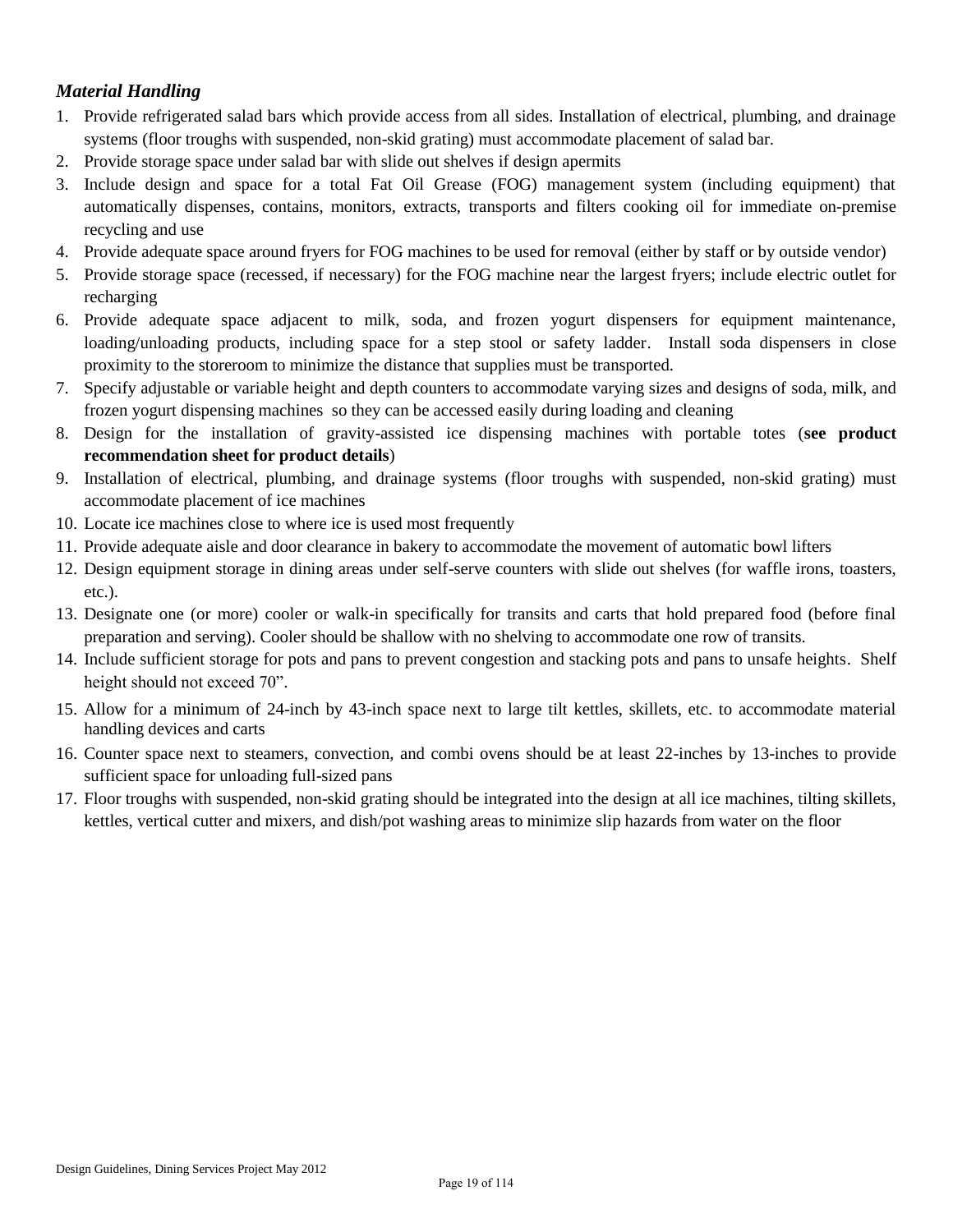### *Material Handling*

1. Provide refrigerated salad bars which provide access from all sides. Installation of electrical, plumbing, and drainage systems (floor troughs with suspended, non-skid grating) must accommodate placement of salad bar.
2. Provide storage space under salad bar with slide out shelves if design apermits
3. Include design and space for a total Fat Oil Grease (FOG) management system (including equipment) that automatically dispenses, contains, monitors, extracts, transports and filters cooking oil for immediate on-premise recycling and use
4. Provide adequate space around fryers for FOG machines to be used for removal (either by staff or by outside vendor)
5. Provide storage space (recessed, if necessary) for the FOG machine near the largest fryers; include electric outlet for recharging
6. Provide adequate space adjacent to milk, soda, and frozen yogurt dispensers for equipment maintenance, loading/unloading products, including space for a step stool or safety ladder. Install soda dispensers in close proximity to the storeroom to minimize the distance that supplies must be transported.
7. Specify adjustable or variable height and depth counters to accommodate varying sizes and designs of soda, milk, and frozen yogurt dispensing machines so they can be accessed easily during loading and cleaning
8. Design for the installation of gravity-assisted ice dispensing machines with portable totes (**see product recommendation sheet for product details**)
9. Installation of electrical, plumbing, and drainage systems (floor troughs with suspended, non-skid grating) must accommodate placement of ice machines
10. Locate ice machines close to where ice is used most frequently
11. Provide adequate aisle and door clearance in bakery to accommodate the movement of automatic bowl lifters
12. Design equipment storage in dining areas under self-serve counters with slide out shelves (for waffle irons, toasters, etc.).
13. Designate one (or more) cooler or walk-in specifically for transits and carts that hold prepared food (before final preparation and serving). Cooler should be shallow with no shelving to accommodate one row of transits.
14. Include sufficient storage for pots and pans to prevent congestion and stacking pots and pans to unsafe heights. Shelf height should not exceed 70”.
15. Allow for a minimum of 24-inch by 43-inch space next to large tilt kettles, skillets, etc. to accommodate material handling devices and carts
16. Counter space next to steamers, convection, and combi ovens should be at least 22-inches by 13-inches to provide sufficient space for unloading full-sized pans
17. Floor troughs with suspended, non-skid grating should be integrated into the design at all ice machines, tilting skillets, kettles, vertical cutter and mixers, and dish/pot washing areas to minimize slip hazards from water on the floor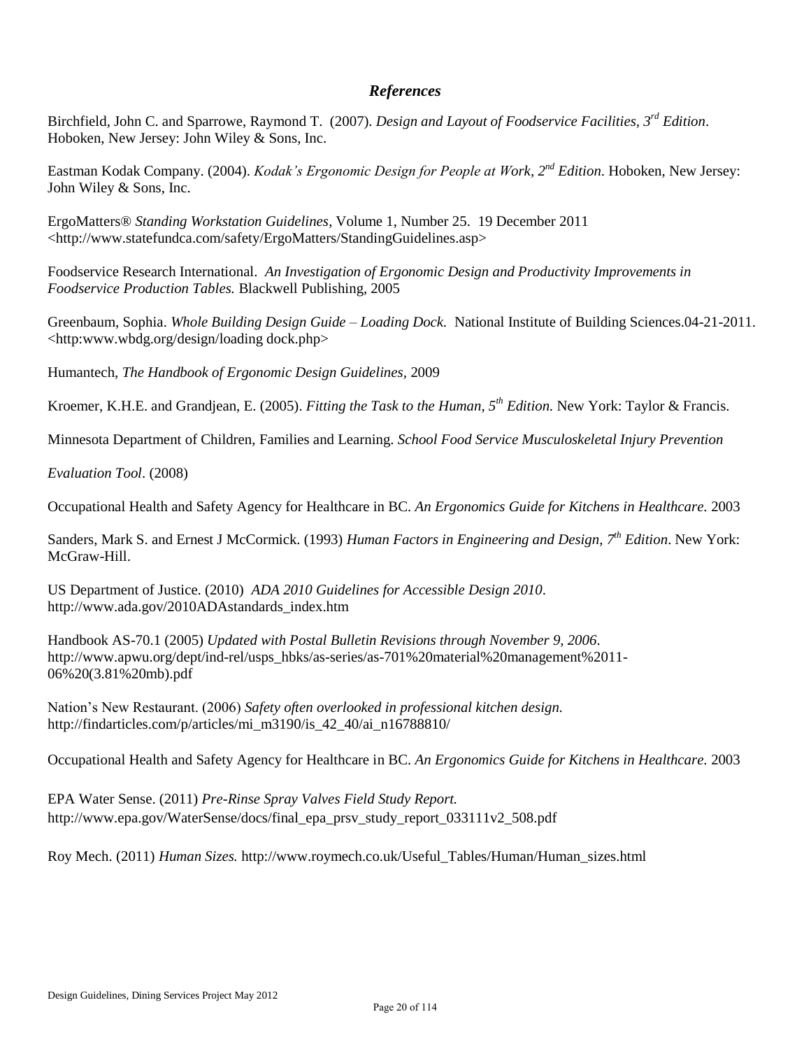## *References*

Birchfield, John C. and Sparrowe, Raymond T. (2007). *Design and Layout of Foodservice Facilities, 3rd Edition*. Hoboken, New Jersey: John Wiley & Sons, Inc.

Eastman Kodak Company. (2004). *Kodak's Ergonomic Design for People at Work, 2nd Edition*. Hoboken, New Jersey: John Wiley & Sons, Inc.

ErgoMatters® *Standing Workstation Guidelines*, Volume 1, Number 25. 19 December 2011 <http://www.statefundca.com/safety/ErgoMatters/StandingGuidelines.asp>

Foodservice Research International. *An Investigation of Ergonomic Design and Productivity Improvements in Foodservice Production Tables.* Blackwell Publishing, 2005

Greenbaum, Sophia. *Whole Building Design Guide – Loading Dock.* National Institute of Building Sciences.04-21-2011. <http:www.wbdg.org/design/loading dock.php>

Humantech, *The Handbook of Ergonomic Design Guidelines*, 2009

Kroemer, K.H.E. and Grandjean, E. (2005). *Fitting the Task to the Human, 5th Edition.* New York: Taylor & Francis.

Minnesota Department of Children, Families and Learning. *School Food Service Musculoskeletal Injury Prevention Evaluation Tool*. (2008)

Occupational Health and Safety Agency for Healthcare in BC. *An Ergonomics Guide for Kitchens in Healthcare.* 2003

Sanders, Mark S. and Ernest J McCormick. (1993) *Human Factors in Engineering and Design, 7th Edition*. New York: McGraw-Hill.

US Department of Justice. (2010) *ADA 2010 Guidelines for Accessible Design 2010*. http://www.ada.gov/2010ADAstandards_index.htm

Handbook AS-70.1 (2005) *Updated with Postal Bulletin Revisions through November 9, 2006*. http://www.apwu.org/dept/ind-rel/usps_hbks/as-series/as-701%20material%20management%2011-06%20(3.81%20mb).pdf

Nation's New Restaurant. (2006) *Safety often overlooked in professional kitchen design.* http://findarticles.com/p/articles/mi_m3190/is_42_40/ai_n16788810/

Occupational Health and Safety Agency for Healthcare in BC. *An Ergonomics Guide for Kitchens in Healthcare.* 2003

EPA Water Sense. (2011) *Pre-Rinse Spray Valves Field Study Report.* http://www.epa.gov/WaterSense/docs/final_epa_prsv_study_report_033111v2_508.pdf

Roy Mech. (2011) *Human Sizes.* http://www.roymech.co.uk/Useful_Tables/Human/Human_sizes.html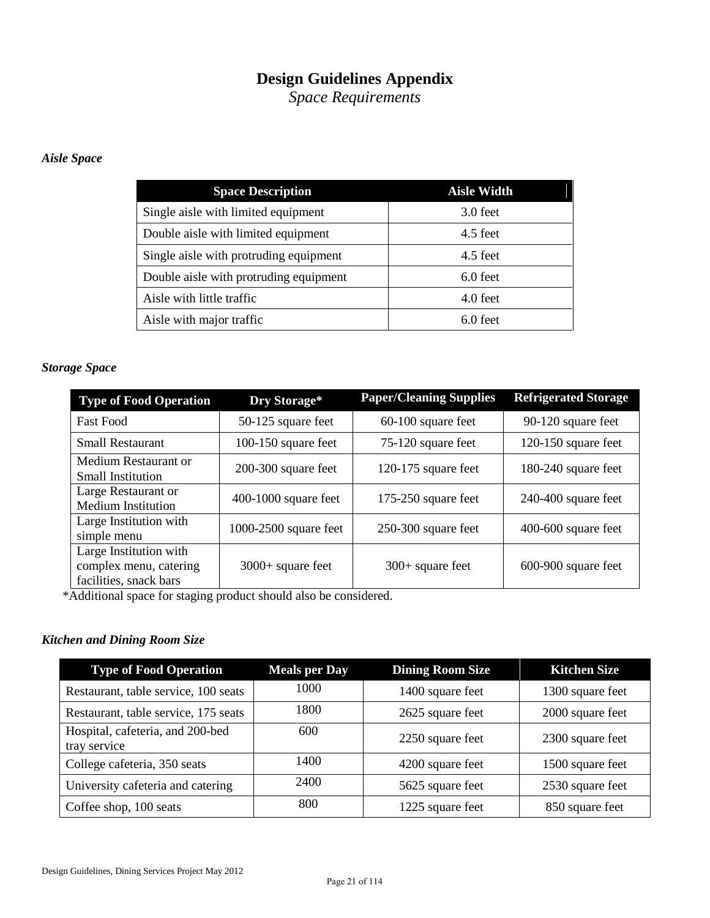# Design Guidelines Appendix

*Space Requirements*

***Aisle Space***

| Space Description | Aisle Width |
|---|---|
| Single aisle with limited equipment | 3.0 feet |
| Double aisle with limited equipment | 4.5 feet |
| Single aisle with protruding equipment | 4.5 feet |
| Double aisle with protruding equipment | 6.0 feet |
| Aisle with little traffic | 4.0 feet |
| Aisle with major traffic | 6.0 feet |

***Storage Space***

| Type of Food Operation | Dry Storage* | Paper/Cleaning Supplies | Refrigerated Storage |
|---|---|---|---|
| Fast Food | 50-125 square feet | 60-100 square feet | 90-120 square feet |
| Small Restaurant | 100-150 square feet | 75-120 square feet | 120-150 square feet |
| Medium Restaurant or Small Institution | 200-300 square feet | 120-175 square feet | 180-240 square feet |
| Large Restaurant or Medium Institution | 400-1000 square feet | 175-250 square feet | 240-400 square feet |
| Large Institution with simple menu | 1000-2500 square feet | 250-300 square feet | 400-600 square feet |
| Large Institution with complex menu, catering facilities, snack bars | 3000+ square feet | 300+ square feet | 600-900 square feet |

*Additional space for staging product should also be considered.

***Kitchen and Dining Room Size***

| Type of Food Operation | Meals per Day | Dining Room Size | Kitchen Size |
|---|---|---|---|
| Restaurant, table service, 100 seats | 1000 | 1400 square feet | 1300 square feet |
| Restaurant, table service, 175 seats | 1800 | 2625 square feet | 2000 square feet |
| Hospital, cafeteria, and 200-bed tray service | 600 | 2250 square feet | 2300 square feet |
| College cafeteria, 350 seats | 1400 | 4200 square feet | 1500 square feet |
| University cafeteria and catering | 2400 | 5625 square feet | 2530 square feet |
| Coffee shop, 100 seats | 800 | 1225 square feet | 850 square feet |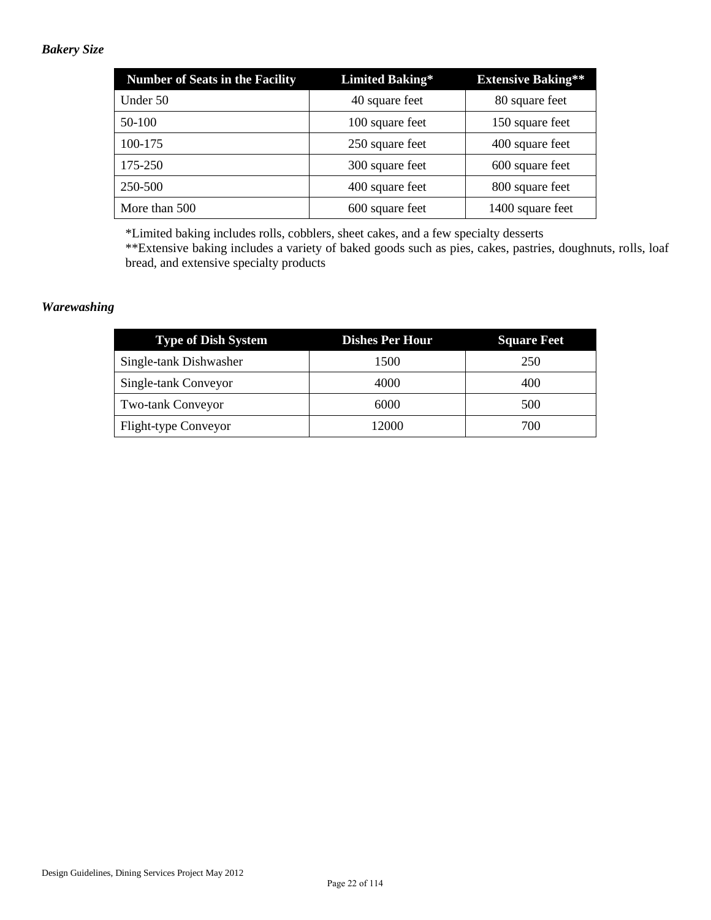***Bakery Size***

| Number of Seats in the Facility | Limited Baking* | Extensive Baking** |
| --- | --- | --- |
| Under 50 | 40 square feet | 80 square feet |
| 50-100 | 100 square feet | 150 square feet |
| 100-175 | 250 square feet | 400 square feet |
| 175-250 | 300 square feet | 600 square feet |
| 250-500 | 400 square feet | 800 square feet |
| More than 500 | 600 square feet | 1400 square feet |

*Limited baking includes rolls, cobblers, sheet cakes, and a few specialty desserts
**Extensive baking includes a variety of baked goods such as pies, cakes, pastries, doughnuts, rolls, loaf bread, and extensive specialty products

***Warewashing***

| Type of Dish System | Dishes Per Hour | Square Feet |
| --- | --- | --- |
| Single-tank Dishwasher | 1500 | 250 |
| Single-tank Conveyor | 4000 | 400 |
| Two-tank Conveyor | 6000 | 500 |
| Flight-type Conveyor | 12000 | 700 |